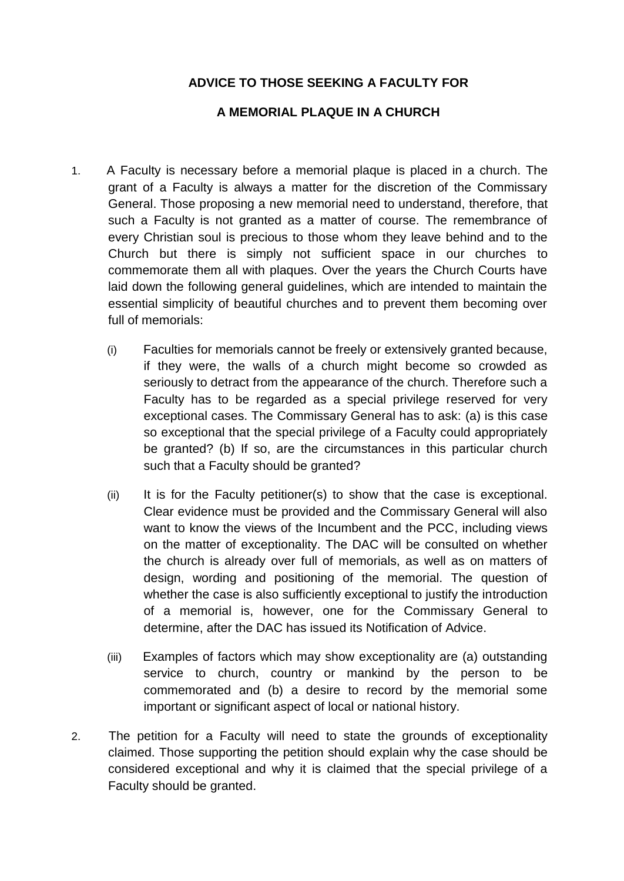**ADVICE TO THOSE SEEKING A FACULTY FOR**

**A MEMORIAL PLAQUE IN A CHURCH**

1. A Faculty is necessary before a memorial plaque is placed in a church. The grant of a Faculty is always a matter for the discretion of the Commissary General. Those proposing a new memorial need to understand, therefore, that such a Faculty is not granted as a matter of course. The remembrance of every Christian soul is precious to those whom they leave behind and to the Church but there is simply not sufficient space in our churches to commemorate them all with plaques. Over the years the Church Courts have laid down the following general guidelines, which are intended to maintain the essential simplicity of beautiful churches and to prevent them becoming over full of memorials:

   (i) Faculties for memorials cannot be freely or extensively granted because, if they were, the walls of a church might become so crowded as seriously to detract from the appearance of the church. Therefore such a Faculty has to be regarded as a special privilege reserved for very exceptional cases. The Commissary General has to ask: (a) is this case so exceptional that the special privilege of a Faculty could appropriately be granted? (b) If so, are the circumstances in this particular church such that a Faculty should be granted?

   (ii) It is for the Faculty petitioner(s) to show that the case is exceptional. Clear evidence must be provided and the Commissary General will also want to know the views of the Incumbent and the PCC, including views on the matter of exceptionality. The DAC will be consulted on whether the church is already over full of memorials, as well as on matters of design, wording and positioning of the memorial. The question of whether the case is also sufficiently exceptional to justify the introduction of a memorial is, however, one for the Commissary General to determine, after the DAC has issued its Notification of Advice.

   (iii) Examples of factors which may show exceptionality are (a) outstanding service to church, country or mankind by the person to be commemorated and (b) a desire to record by the memorial some important or significant aspect of local or national history.

2. The petition for a Faculty will need to state the grounds of exceptionality claimed. Those supporting the petition should explain why the case should be considered exceptional and why it is claimed that the special privilege of a Faculty should be granted.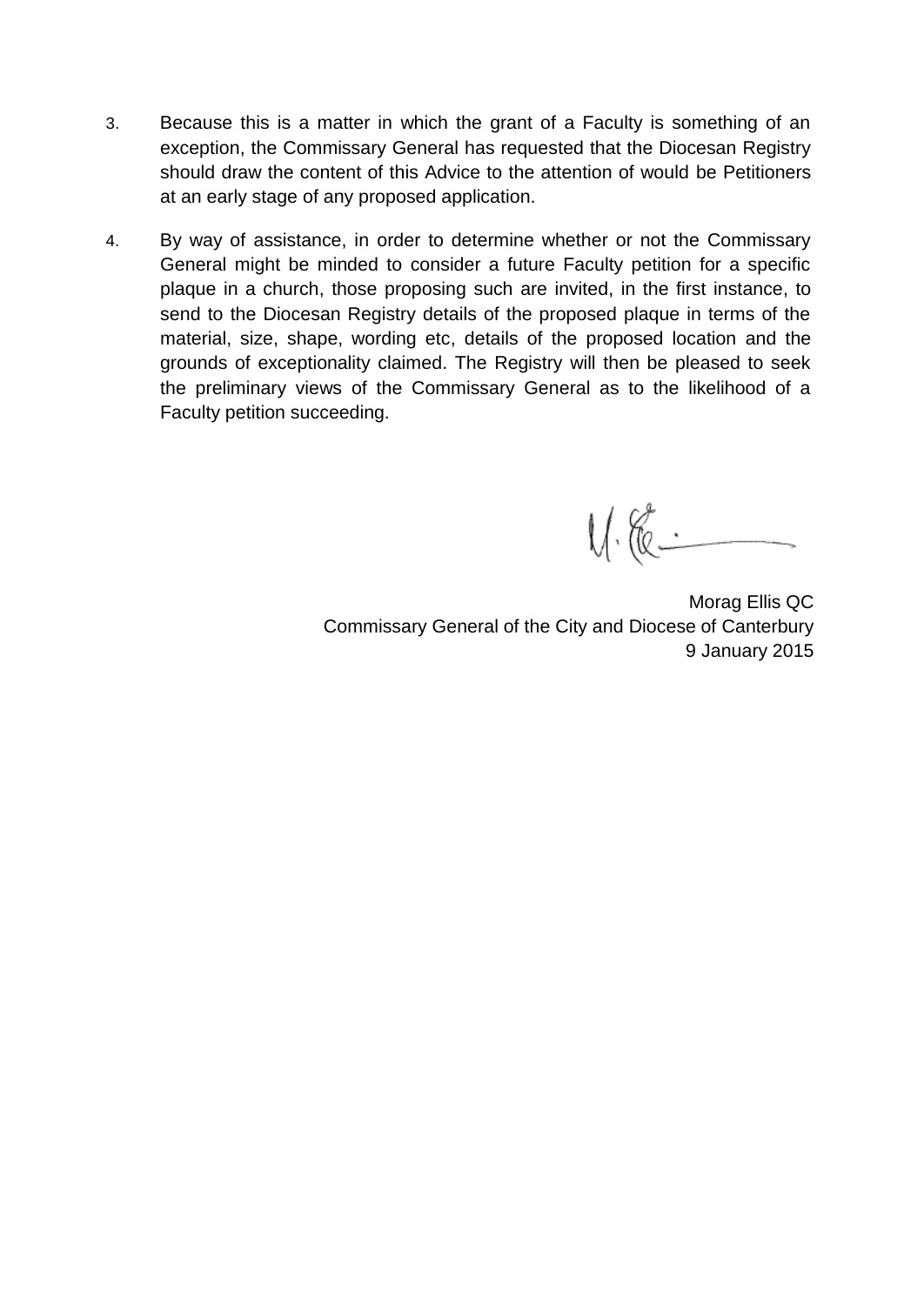3. Because this is a matter in which the grant of a Faculty is something of an exception, the Commissary General has requested that the Diocesan Registry should draw the content of this Advice to the attention of would be Petitioners at an early stage of any proposed application.

4. By way of assistance, in order to determine whether or not the Commissary General might be minded to consider a future Faculty petition for a specific plaque in a church, those proposing such are invited, in the first instance, to send to the Diocesan Registry details of the proposed plaque in terms of the material, size, shape, wording etc, details of the proposed location and the grounds of exceptionality claimed. The Registry will then be pleased to seek the preliminary views of the Commissary General as to the likelihood of a Faculty petition succeeding.

Morag Ellis QC
Commissary General of the City and Diocese of Canterbury
9 January 2015